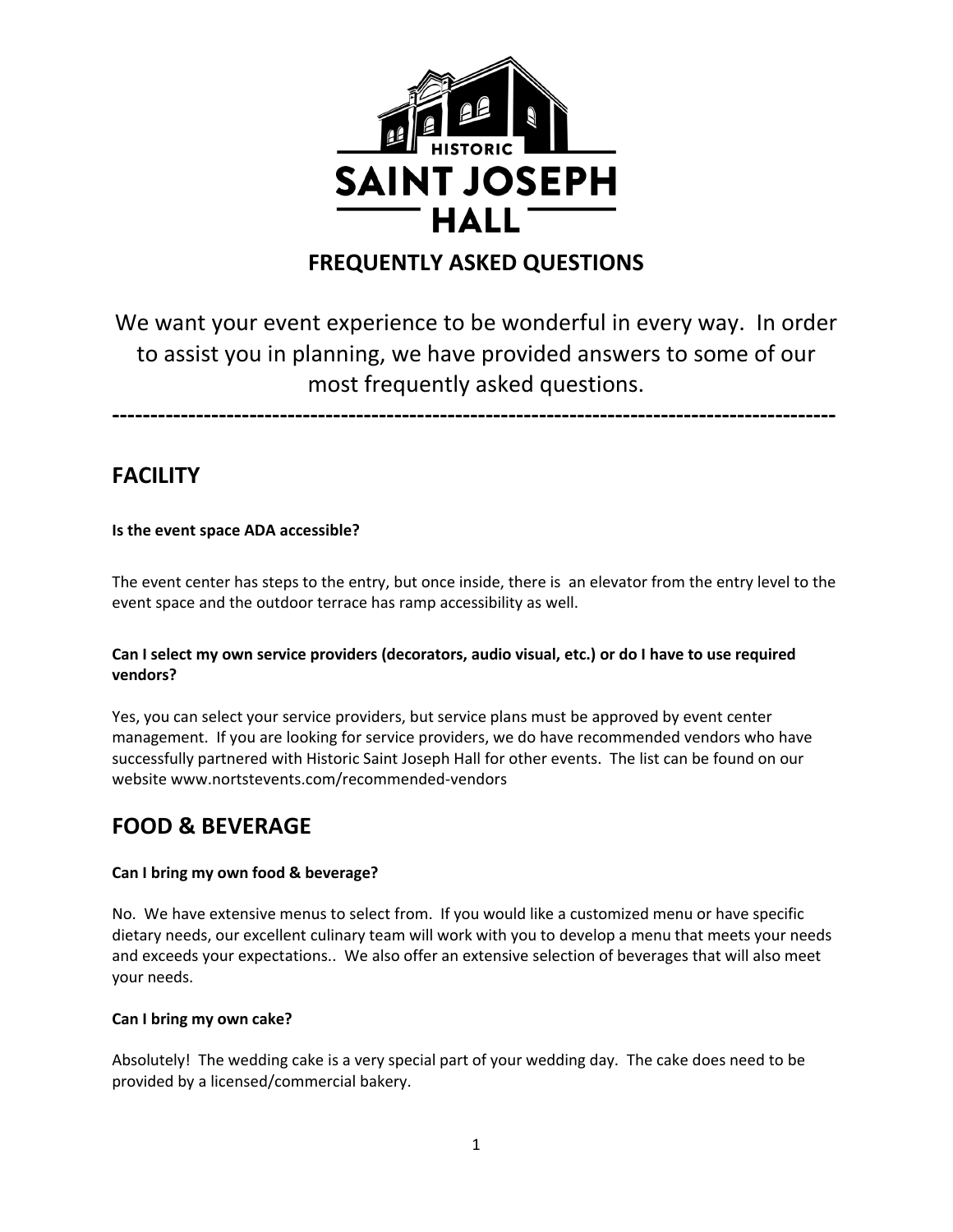HISTORIC

# SAINT JOSEPH HALL

## FREQUENTLY ASKED QUESTIONS

We want your event experience to be wonderful in every way. In order to assist you in planning, we have provided answers to some of our most frequently asked questions.

---

## FACILITY

**Is the event space ADA accessible?**

The event center has steps to the entry, but once inside, there is an elevator from the entry level to the event space and the outdoor terrace has ramp accessibility as well.

**Can I select my own service providers (decorators, audio visual, etc.) or do I have to use required vendors?**

Yes, you can select your service providers, but service plans must be approved by event center management. If you are looking for service providers, we do have recommended vendors who have successfully partnered with Historic Saint Joseph Hall for other events. The list can be found on our website www.nortstevents.com/recommended-vendors

## FOOD & BEVERAGE

**Can I bring my own food & beverage?**

No. We have extensive menus to select from. If you would like a customized menu or have specific dietary needs, our excellent culinary team will work with you to develop a menu that meets your needs and exceeds your expectations.. We also offer an extensive selection of beverages that will also meet your needs.

**Can I bring my own cake?**

Absolutely! The wedding cake is a very special part of your wedding day. The cake does need to be provided by a licensed/commercial bakery.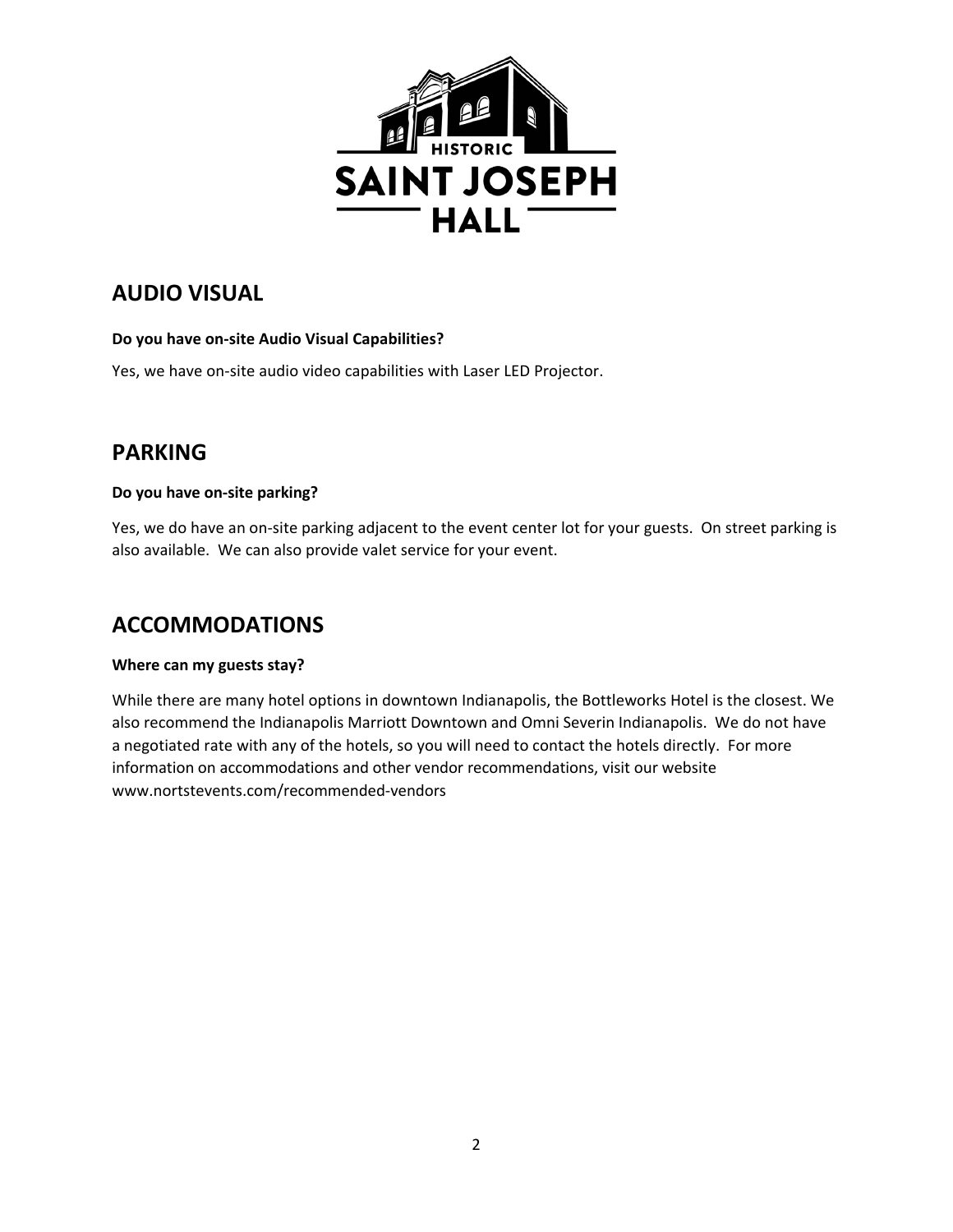HISTORIC

SAINT JOSEPH

HALL

## AUDIO VISUAL

**Do you have on-site Audio Visual Capabilities?**

Yes, we have on-site audio video capabilities with Laser LED Projector.

## PARKING

**Do you have on-site parking?**

Yes, we do have an on-site parking adjacent to the event center lot for your guests. On street parking is also available. We can also provide valet service for your event.

## ACCOMMODATIONS

**Where can my guests stay?**

While there are many hotel options in downtown Indianapolis, the Bottleworks Hotel is the closest. We also recommend the Indianapolis Marriott Downtown and Omni Severin Indianapolis. We do not have a negotiated rate with any of the hotels, so you will need to contact the hotels directly. For more information on accommodations and other vendor recommendations, visit our website www.nortstevents.com/recommended-vendors